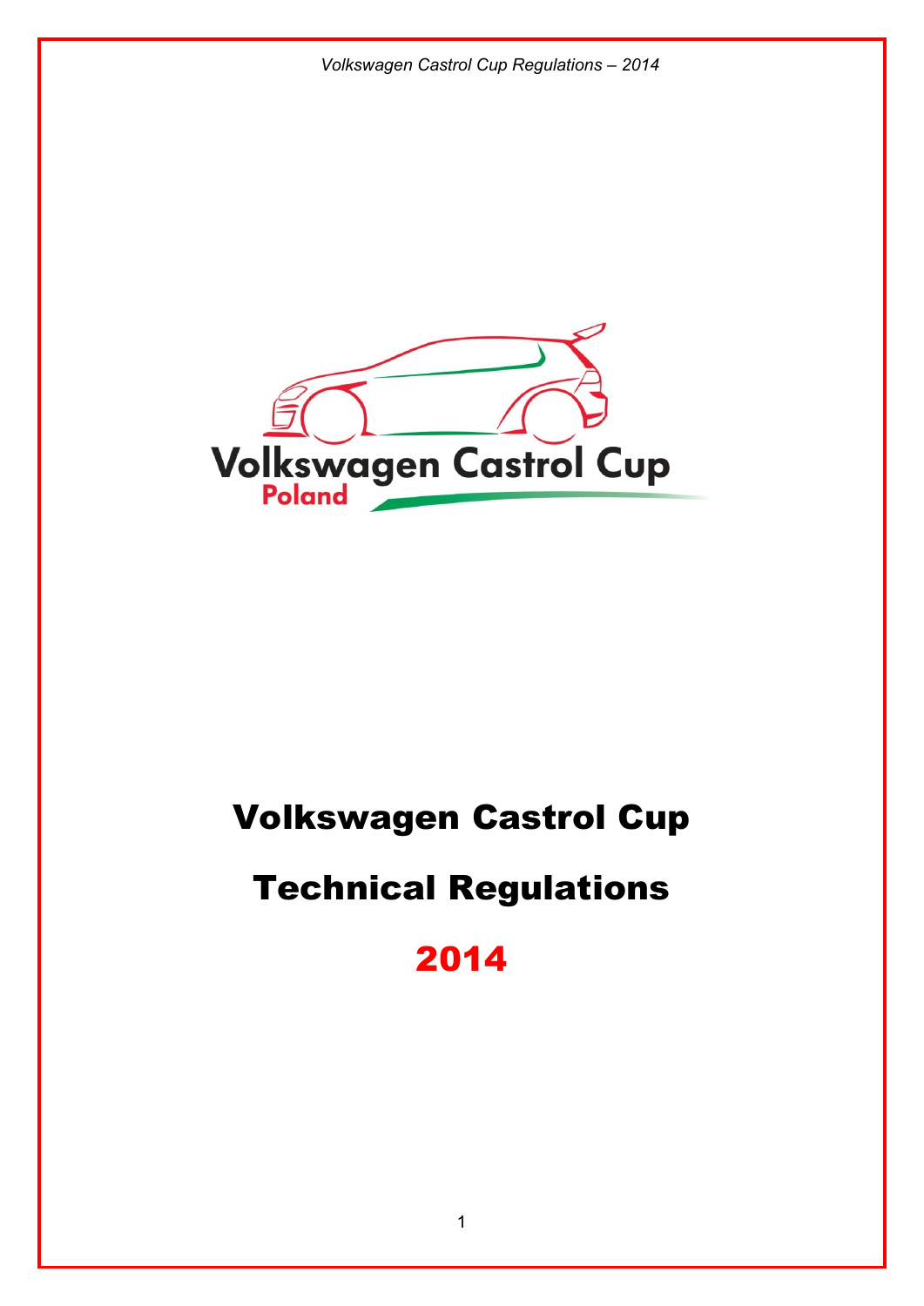# Volkswagen Castrol Cup

# Technical Regulations

# 2014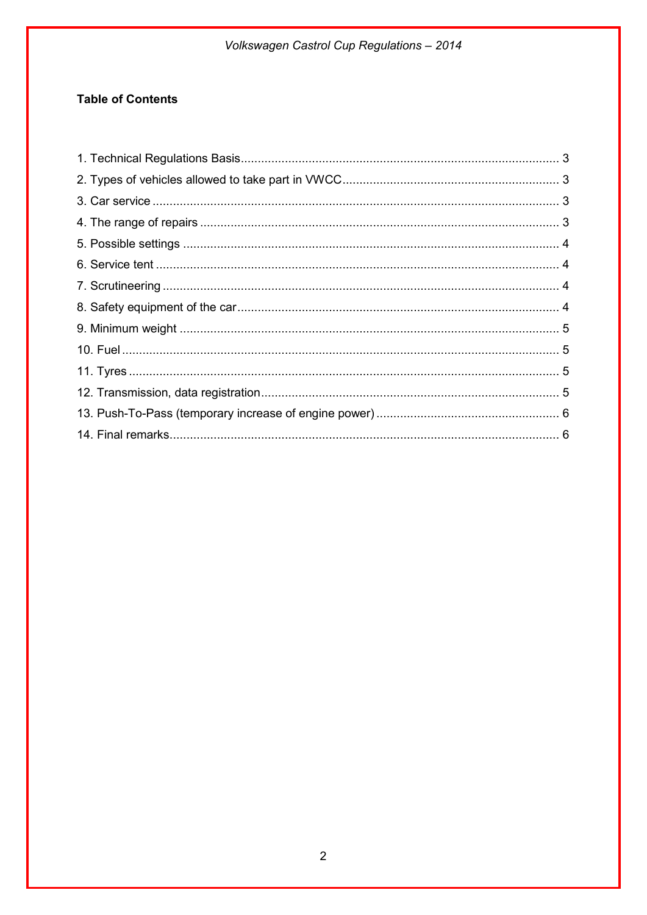**Table of Contents**

1. Technical Regulations Basis ........................................ 3
2. Types of vehicles allowed to take part in VWCC ........................................ 3
3. Car service ........................................ 3
4. The range of repairs ........................................ 3
5. Possible settings ........................................ 4
6. Service tent ........................................ 4
7. Scrutineering ........................................ 4
8. Safety equipment of the car ........................................ 4
9. Minimum weight ........................................ 5
10. Fuel ........................................ 5
11. Tyres ........................................ 5
12. Transmission, data registration ........................................ 5
13. Push-To-Pass (temporary increase of engine power) ........................................ 6
14. Final remarks ........................................ 6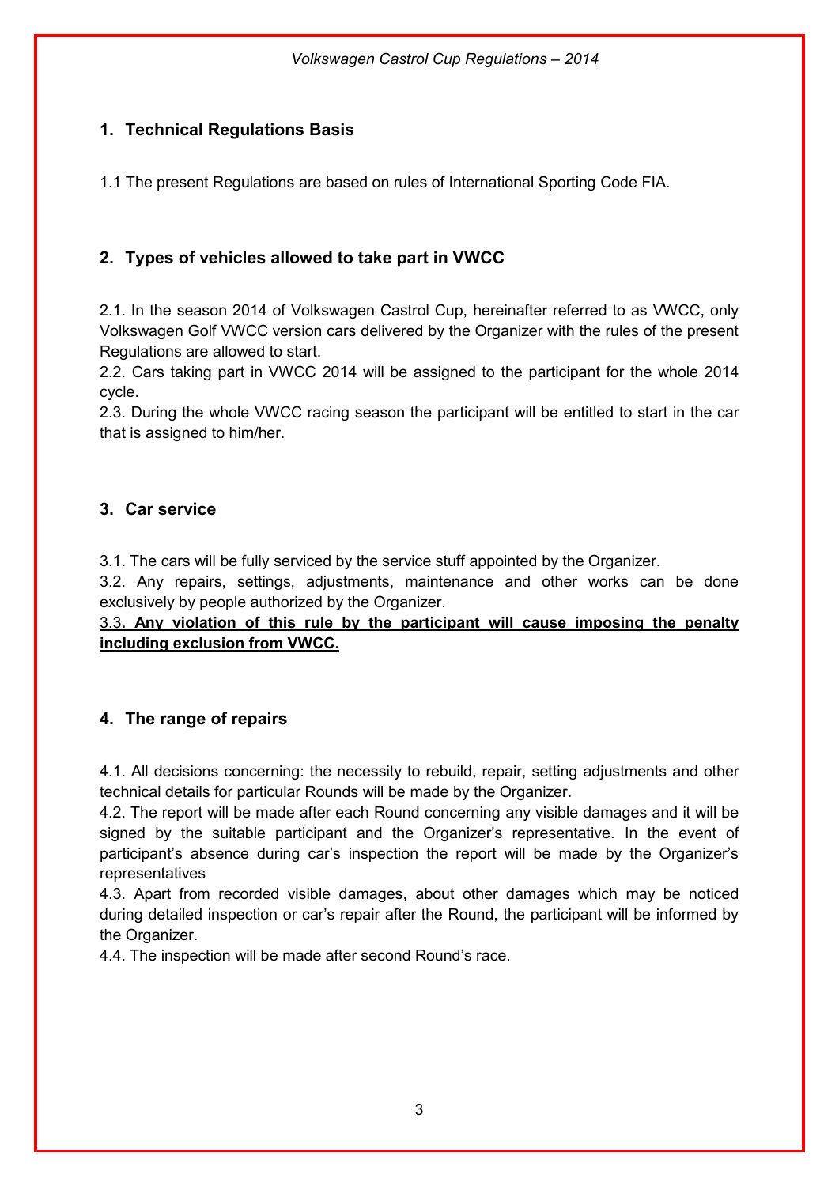## 1. Technical Regulations Basis

1.1 The present Regulations are based on rules of International Sporting Code FIA.

## 2. Types of vehicles allowed to take part in VWCC

2.1. In the season 2014 of Volkswagen Castrol Cup, hereinafter referred to as VWCC, only Volkswagen Golf VWCC version cars delivered by the Organizer with the rules of the present Regulations are allowed to start.
2.2. Cars taking part in VWCC 2014 will be assigned to the participant for the whole 2014 cycle.
2.3. During the whole VWCC racing season the participant will be entitled to start in the car that is assigned to him/her.

## 3. Car service

3.1. The cars will be fully serviced by the service stuff appointed by the Organizer.
3.2. Any repairs, settings, adjustments, maintenance and other works can be done exclusively by people authorized by the Organizer.
<u>3.3</u>**<u>. Any violation of this rule by the participant will cause imposing the penalty including exclusion from VWCC.</u>**

## 4. The range of repairs

4.1. All decisions concerning: the necessity to rebuild, repair, setting adjustments and other technical details for particular Rounds will be made by the Organizer.
4.2. The report will be made after each Round concerning any visible damages and it will be signed by the suitable participant and the Organizer's representative. In the event of participant's absence during car's inspection the report will be made by the Organizer's representatives
4.3. Apart from recorded visible damages, about other damages which may be noticed during detailed inspection or car's repair after the Round, the participant will be informed by the Organizer.
4.4. The inspection will be made after second Round's race.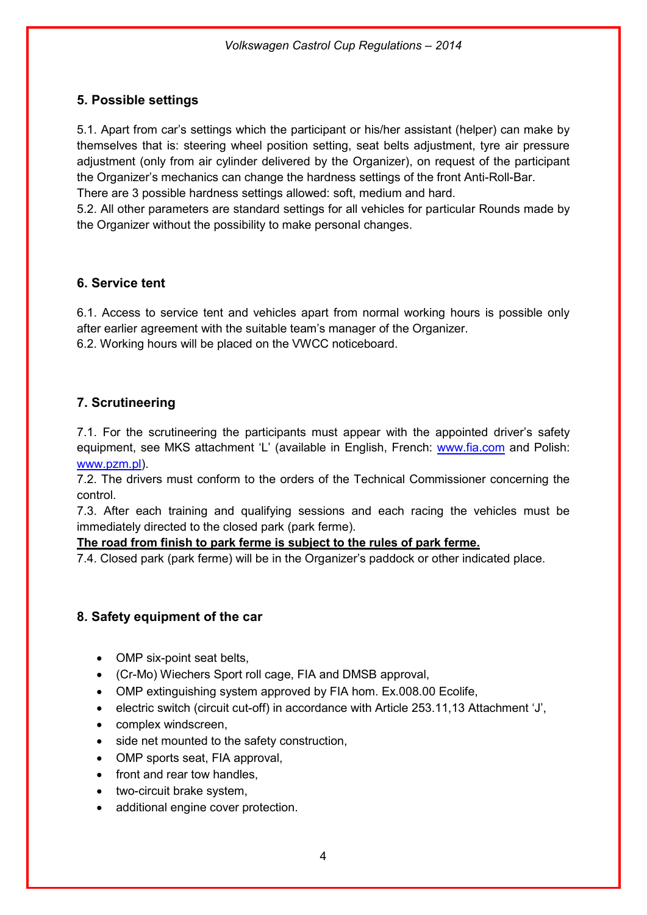## 5. Possible settings

5.1. Apart from car's settings which the participant or his/her assistant (helper) can make by themselves that is: steering wheel position setting, seat belts adjustment, tyre air pressure adjustment (only from air cylinder delivered by the Organizer), on request of the participant the Organizer's mechanics can change the hardness settings of the front Anti-Roll-Bar.
There are 3 possible hardness settings allowed: soft, medium and hard.
5.2. All other parameters are standard settings for all vehicles for particular Rounds made by the Organizer without the possibility to make personal changes.

## 6. Service tent

6.1. Access to service tent and vehicles apart from normal working hours is possible only after earlier agreement with the suitable team's manager of the Organizer.
6.2. Working hours will be placed on the VWCC noticeboard.

## 7. Scrutineering

7.1. For the scrutineering the participants must appear with the appointed driver's safety equipment, see MKS attachment 'L' (available in English, French: [www.fia.com](http://www.fia.com) and Polish: [www.pzm.pl](http://www.pzm.pl)).
7.2. The drivers must conform to the orders of the Technical Commissioner concerning the control.
7.3. After each training and qualifying sessions and each racing the vehicles must be immediately directed to the closed park (park ferme).
<u>**The road from finish to park ferme is subject to the rules of park ferme.**</u>
7.4. Closed park (park ferme) will be in the Organizer's paddock or other indicated place.

## 8. Safety equipment of the car

- OMP six-point seat belts,
- (Cr-Mo) Wiechers Sport roll cage, FIA and DMSB approval,
- OMP extinguishing system approved by FIA hom. Ex.008.00 Ecolife,
- electric switch (circuit cut-off) in accordance with Article 253.11,13 Attachment 'J',
- complex windscreen,
- side net mounted to the safety construction,
- OMP sports seat, FIA approval,
- front and rear tow handles,
- two-circuit brake system,
- additional engine cover protection.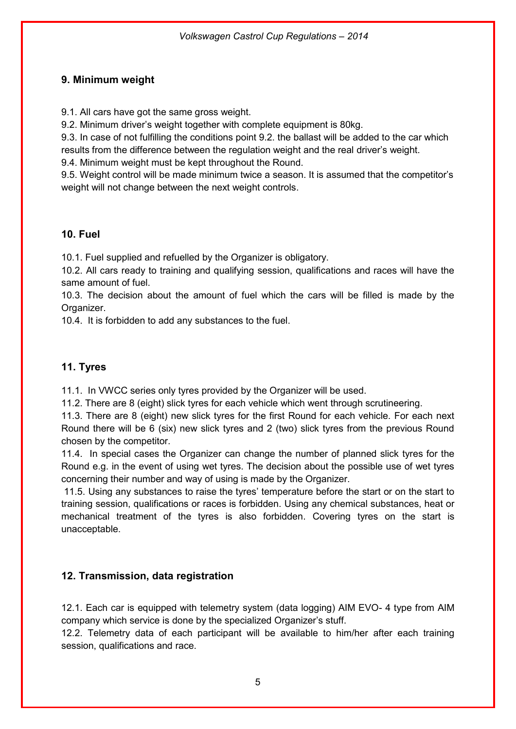## 9. Minimum weight

9.1. All cars have got the same gross weight.
9.2. Minimum driver's weight together with complete equipment is 80kg.
9.3. In case of not fulfilling the conditions point 9.2. the ballast will be added to the car which results from the difference between the regulation weight and the real driver's weight.
9.4. Minimum weight must be kept throughout the Round.
9.5. Weight control will be made minimum twice a season. It is assumed that the competitor's weight will not change between the next weight controls.

## 10. Fuel

10.1. Fuel supplied and refuelled by the Organizer is obligatory.
10.2. All cars ready to training and qualifying session, qualifications and races will have the same amount of fuel.
10.3. The decision about the amount of fuel which the cars will be filled is made by the Organizer.
10.4. It is forbidden to add any substances to the fuel.

## 11. Tyres

11.1. In VWCC series only tyres provided by the Organizer will be used.
11.2. There are 8 (eight) slick tyres for each vehicle which went through scrutineering.
11.3. There are 8 (eight) new slick tyres for the first Round for each vehicle. For each next Round there will be 6 (six) new slick tyres and 2 (two) slick tyres from the previous Round chosen by the competitor.
11.4. In special cases the Organizer can change the number of planned slick tyres for the Round e.g. in the event of using wet tyres. The decision about the possible use of wet tyres concerning their number and way of using is made by the Organizer.
11.5. Using any substances to raise the tyres' temperature before the start or on the start to training session, qualifications or races is forbidden. Using any chemical substances, heat or mechanical treatment of the tyres is also forbidden. Covering tyres on the start is unacceptable.

## 12. Transmission, data registration

12.1. Each car is equipped with telemetry system (data logging) AIM EVO- 4 type from AIM company which service is done by the specialized Organizer's stuff.
12.2. Telemetry data of each participant will be available to him/her after each training session, qualifications and race.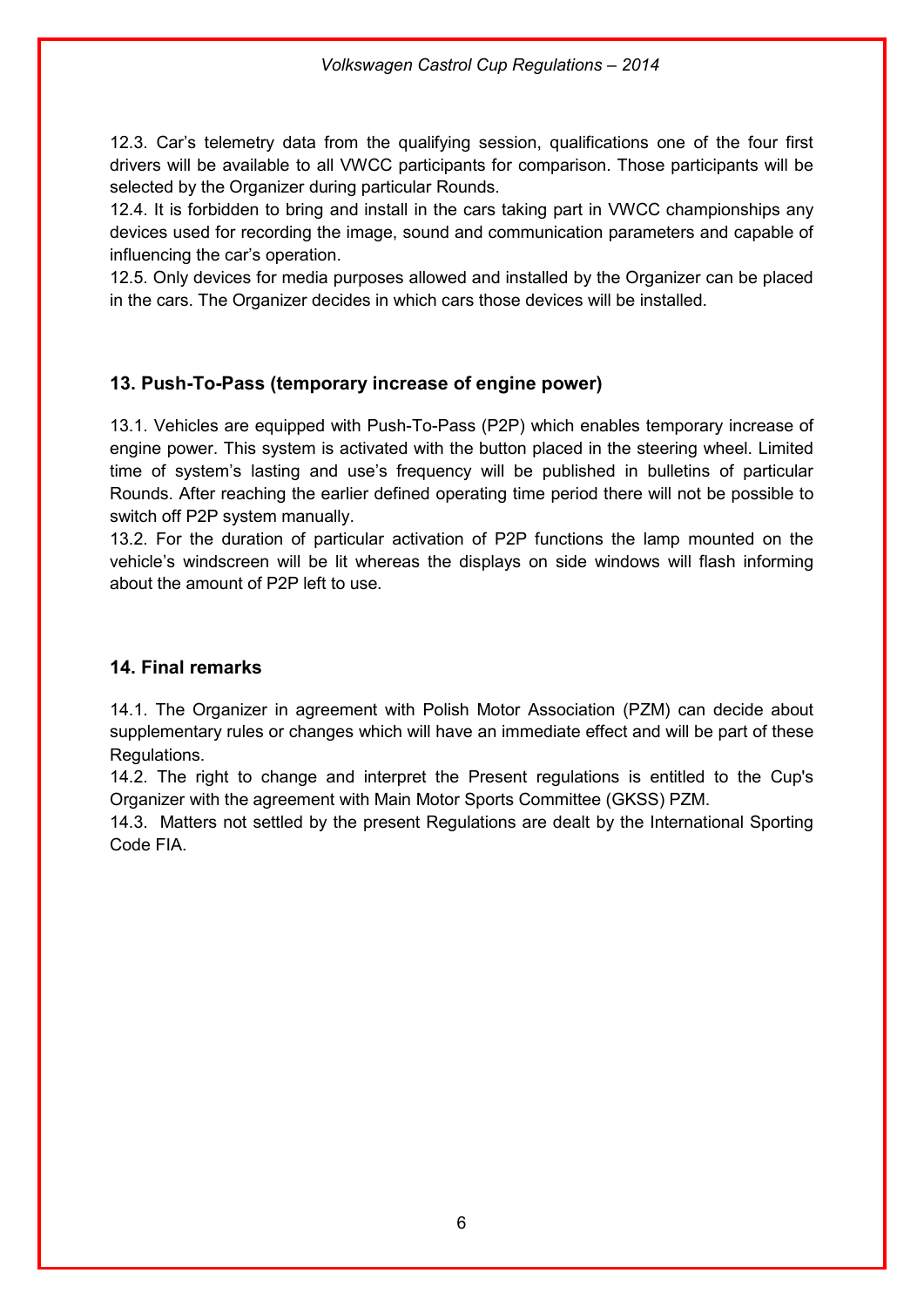12.3. Car's telemetry data from the qualifying session, qualifications one of the four first drivers will be available to all VWCC participants for comparison. Those participants will be selected by the Organizer during particular Rounds.
12.4. It is forbidden to bring and install in the cars taking part in VWCC championships any devices used for recording the image, sound and communication parameters and capable of influencing the car's operation.
12.5. Only devices for media purposes allowed and installed by the Organizer can be placed in the cars. The Organizer decides in which cars those devices will be installed.

## 13. Push-To-Pass (temporary increase of engine power)

13.1. Vehicles are equipped with Push-To-Pass (P2P) which enables temporary increase of engine power. This system is activated with the button placed in the steering wheel. Limited time of system's lasting and use's frequency will be published in bulletins of particular Rounds. After reaching the earlier defined operating time period there will not be possible to switch off P2P system manually.
13.2. For the duration of particular activation of P2P functions the lamp mounted on the vehicle's windscreen will be lit whereas the displays on side windows will flash informing about the amount of P2P left to use.

## 14. Final remarks

14.1. The Organizer in agreement with Polish Motor Association (PZM) can decide about supplementary rules or changes which will have an immediate effect and will be part of these Regulations.
14.2. The right to change and interpret the Present regulations is entitled to the Cup's Organizer with the agreement with Main Motor Sports Committee (GKSS) PZM.
14.3. Matters not settled by the present Regulations are dealt by the International Sporting Code FIA.